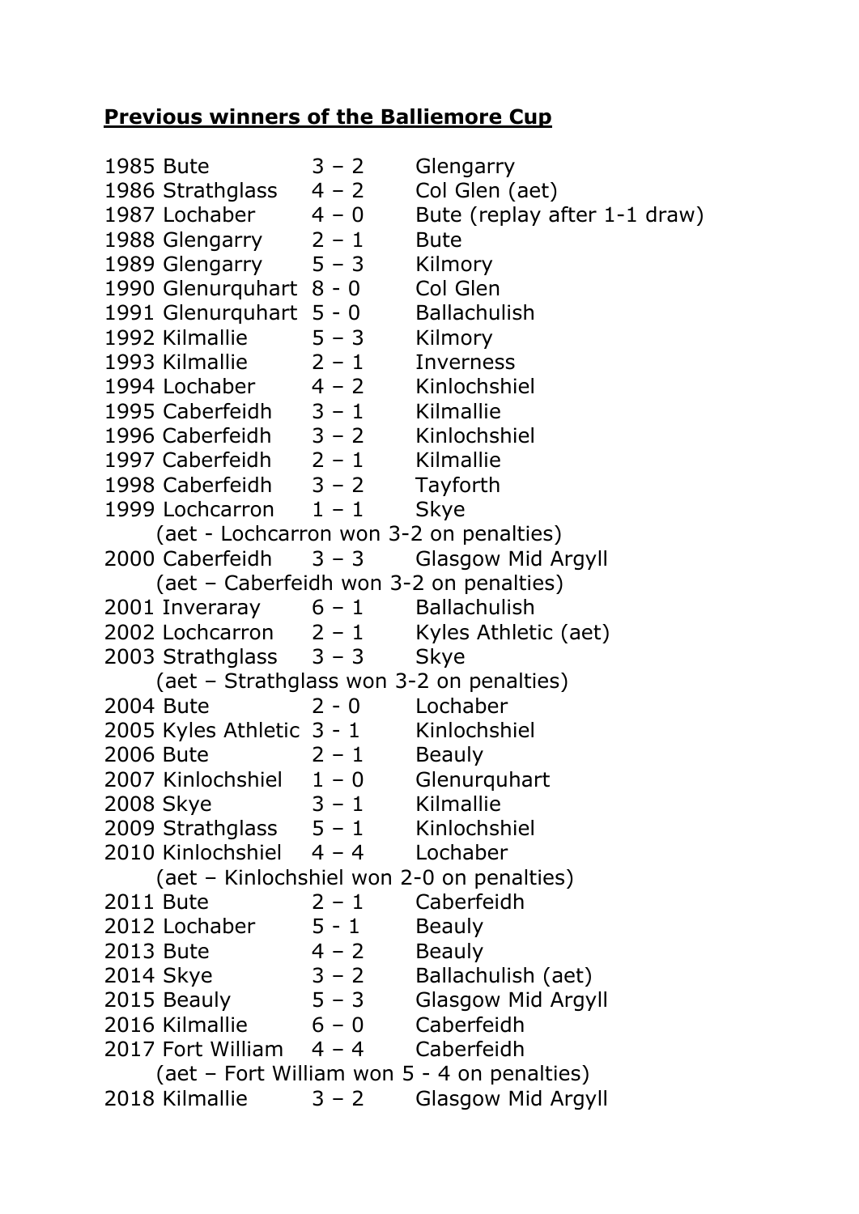**Previous winners of the Balliemore Cup**

| | | |
|---|---|---|
| 1985 Bute | 3 – 2 | Glengarry |
| 1986 Strathglass | 4 – 2 | Col Glen (aet) |
| 1987 Lochaber | 4 – 0 | Bute (replay after 1-1 draw) |
| 1988 Glengarry | 2 – 1 | Bute |
| 1989 Glengarry | 5 – 3 | Kilmory |
| 1990 Glenurquhart | 8 - 0 | Col Glen |
| 1991 Glenurquhart | 5 - 0 | Ballachulish |
| 1992 Kilmallie | 5 – 3 | Kilmory |
| 1993 Kilmallie | 2 – 1 | Inverness |
| 1994 Lochaber | 4 – 2 | Kinlochshiel |
| 1995 Caberfeidh | 3 – 1 | Kilmallie |
| 1996 Caberfeidh | 3 – 2 | Kinlochshiel |
| 1997 Caberfeidh | 2 – 1 | Kilmallie |
| 1998 Caberfeidh | 3 – 2 | Tayforth |
| 1999 Lochcarron | 1 – 1 | Skye |
| (aet - Lochcarron won 3-2 on penalties) | | |
| 2000 Caberfeidh | 3 – 3 | Glasgow Mid Argyll |
| (aet – Caberfeidh won 3-2 on penalties) | | |
| 2001 Inveraray | 6 – 1 | Ballachulish |
| 2002 Lochcarron | 2 – 1 | Kyles Athletic (aet) |
| 2003 Strathglass | 3 – 3 | Skye |
| (aet – Strathglass won 3-2 on penalties) | | |
| 2004 Bute | 2 - 0 | Lochaber |
| 2005 Kyles Athletic | 3 - 1 | Kinlochshiel |
| 2006 Bute | 2 – 1 | Beauly |
| 2007 Kinlochshiel | 1 – 0 | Glenurquhart |
| 2008 Skye | 3 – 1 | Kilmallie |
| 2009 Strathglass | 5 – 1 | Kinlochshiel |
| 2010 Kinlochshiel | 4 – 4 | Lochaber |
| (aet – Kinlochshiel won 2-0 on penalties) | | |
| 2011 Bute | 2 – 1 | Caberfeidh |
| 2012 Lochaber | 5 - 1 | Beauly |
| 2013 Bute | 4 – 2 | Beauly |
| 2014 Skye | 3 – 2 | Ballachulish (aet) |
| 2015 Beauly | 5 – 3 | Glasgow Mid Argyll |
| 2016 Kilmallie | 6 – 0 | Caberfeidh |
| 2017 Fort William | 4 – 4 | Caberfeidh |
| (aet – Fort William won 5 - 4 on penalties) | | |
| 2018 Kilmallie | 3 – 2 | Glasgow Mid Argyll |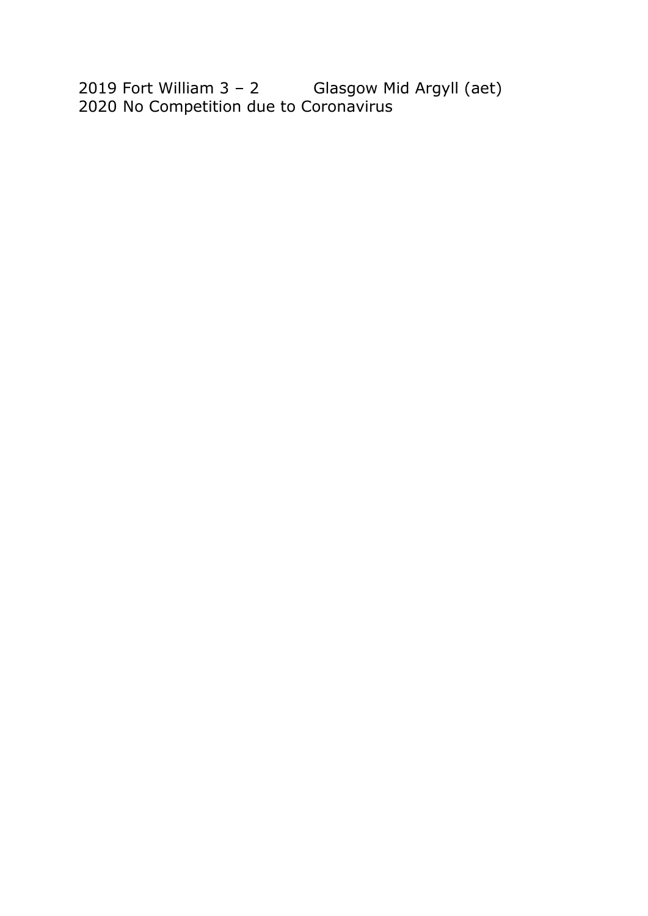2019 Fort William 3 – 2 Glasgow Mid Argyll (aet)
2020 No Competition due to Coronavirus